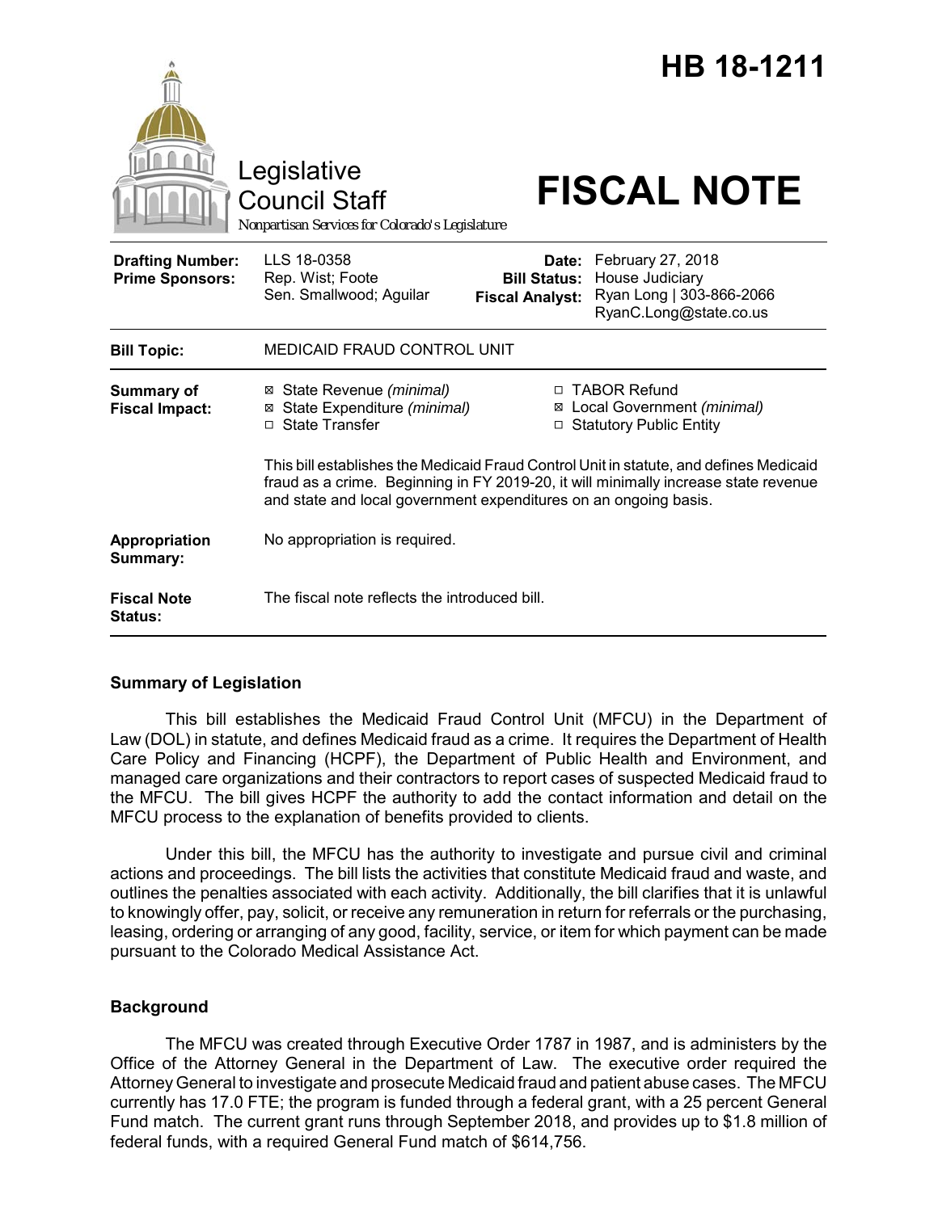# HB 18-1211

Legislative Council Staff

Nonpartisan Services for Colorado's Legislature

# FISCAL NOTE

| | | | |
|---|---|---|---|
| **Drafting Number:** | LLS 18-0358 | **Date:** | February 27, 2018 |
| **Prime Sponsors:** | Rep. Wist; Foote<br>Sen. Smallwood; Aguilar | **Bill Status:** | House Judiciary |
| | | **Fiscal Analyst:** | Ryan Long \| 303-866-2066<br>RyanC.Long@state.co.us |

| | |
|---|---|
| **Bill Topic:** | MEDICAID FRAUD CONTROL UNIT |
| **Summary of Fiscal Impact:** | ☒ State Revenue *(minimal)*<br>☒ State Expenditure *(minimal)*<br>☐ State Transfer<br>☐ TABOR Refund<br>☒ Local Government *(minimal)*<br>☐ Statutory Public Entity<br><br>This bill establishes the Medicaid Fraud Control Unit in statute, and defines Medicaid fraud as a crime. Beginning in FY 2019-20, it will minimally increase state revenue and state and local government expenditures on an ongoing basis. |
| **Appropriation Summary:** | No appropriation is required. |
| **Fiscal Note Status:** | The fiscal note reflects the introduced bill. |

## Summary of Legislation

This bill establishes the Medicaid Fraud Control Unit (MFCU) in the Department of Law (DOL) in statute, and defines Medicaid fraud as a crime. It requires the Department of Health Care Policy and Financing (HCPF), the Department of Public Health and Environment, and managed care organizations and their contractors to report cases of suspected Medicaid fraud to the MFCU. The bill gives HCPF the authority to add the contact information and detail on the MFCU process to the explanation of benefits provided to clients.

Under this bill, the MFCU has the authority to investigate and pursue civil and criminal actions and proceedings. The bill lists the activities that constitute Medicaid fraud and waste, and outlines the penalties associated with each activity. Additionally, the bill clarifies that it is unlawful to knowingly offer, pay, solicit, or receive any remuneration in return for referrals or the purchasing, leasing, ordering or arranging of any good, facility, service, or item for which payment can be made pursuant to the Colorado Medical Assistance Act.

## Background

The MFCU was created through Executive Order 1787 in 1987, and is administers by the Office of the Attorney General in the Department of Law. The executive order required the Attorney General to investigate and prosecute Medicaid fraud and patient abuse cases. The MFCU currently has 17.0 FTE; the program is funded through a federal grant, with a 25 percent General Fund match. The current grant runs through September 2018, and provides up to $1.8 million of federal funds, with a required General Fund match of $614,756.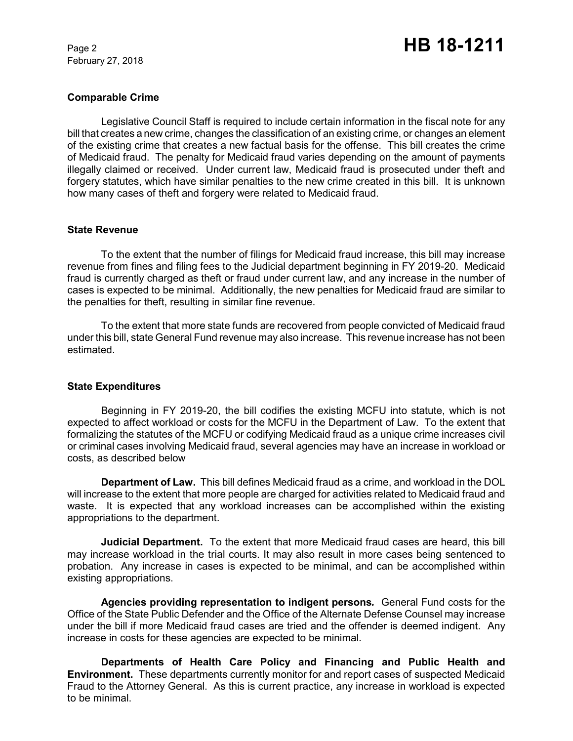### Comparable Crime

Legislative Council Staff is required to include certain information in the fiscal note for any bill that creates a new crime, changes the classification of an existing crime, or changes an element of the existing crime that creates a new factual basis for the offense. This bill creates the crime of Medicaid fraud. The penalty for Medicaid fraud varies depending on the amount of payments illegally claimed or received. Under current law, Medicaid fraud is prosecuted under theft and forgery statutes, which have similar penalties to the new crime created in this bill. It is unknown how many cases of theft and forgery were related to Medicaid fraud.

### State Revenue

To the extent that the number of filings for Medicaid fraud increase, this bill may increase revenue from fines and filing fees to the Judicial department beginning in FY 2019-20. Medicaid fraud is currently charged as theft or fraud under current law, and any increase in the number of cases is expected to be minimal. Additionally, the new penalties for Medicaid fraud are similar to the penalties for theft, resulting in similar fine revenue.

To the extent that more state funds are recovered from people convicted of Medicaid fraud under this bill, state General Fund revenue may also increase. This revenue increase has not been estimated.

### State Expenditures

Beginning in FY 2019-20, the bill codifies the existing MCFU into statute, which is not expected to affect workload or costs for the MCFU in the Department of Law. To the extent that formalizing the statutes of the MCFU or codifying Medicaid fraud as a unique crime increases civil or criminal cases involving Medicaid fraud, several agencies may have an increase in workload or costs, as described below

**Department of Law.** This bill defines Medicaid fraud as a crime, and workload in the DOL will increase to the extent that more people are charged for activities related to Medicaid fraud and waste. It is expected that any workload increases can be accomplished within the existing appropriations to the department.

**Judicial Department.** To the extent that more Medicaid fraud cases are heard, this bill may increase workload in the trial courts. It may also result in more cases being sentenced to probation. Any increase in cases is expected to be minimal, and can be accomplished within existing appropriations.

**Agencies providing representation to indigent persons.** General Fund costs for the Office of the State Public Defender and the Office of the Alternate Defense Counsel may increase under the bill if more Medicaid fraud cases are tried and the offender is deemed indigent. Any increase in costs for these agencies are expected to be minimal.

**Departments of Health Care Policy and Financing and Public Health and Environment.** These departments currently monitor for and report cases of suspected Medicaid Fraud to the Attorney General. As this is current practice, any increase in workload is expected to be minimal.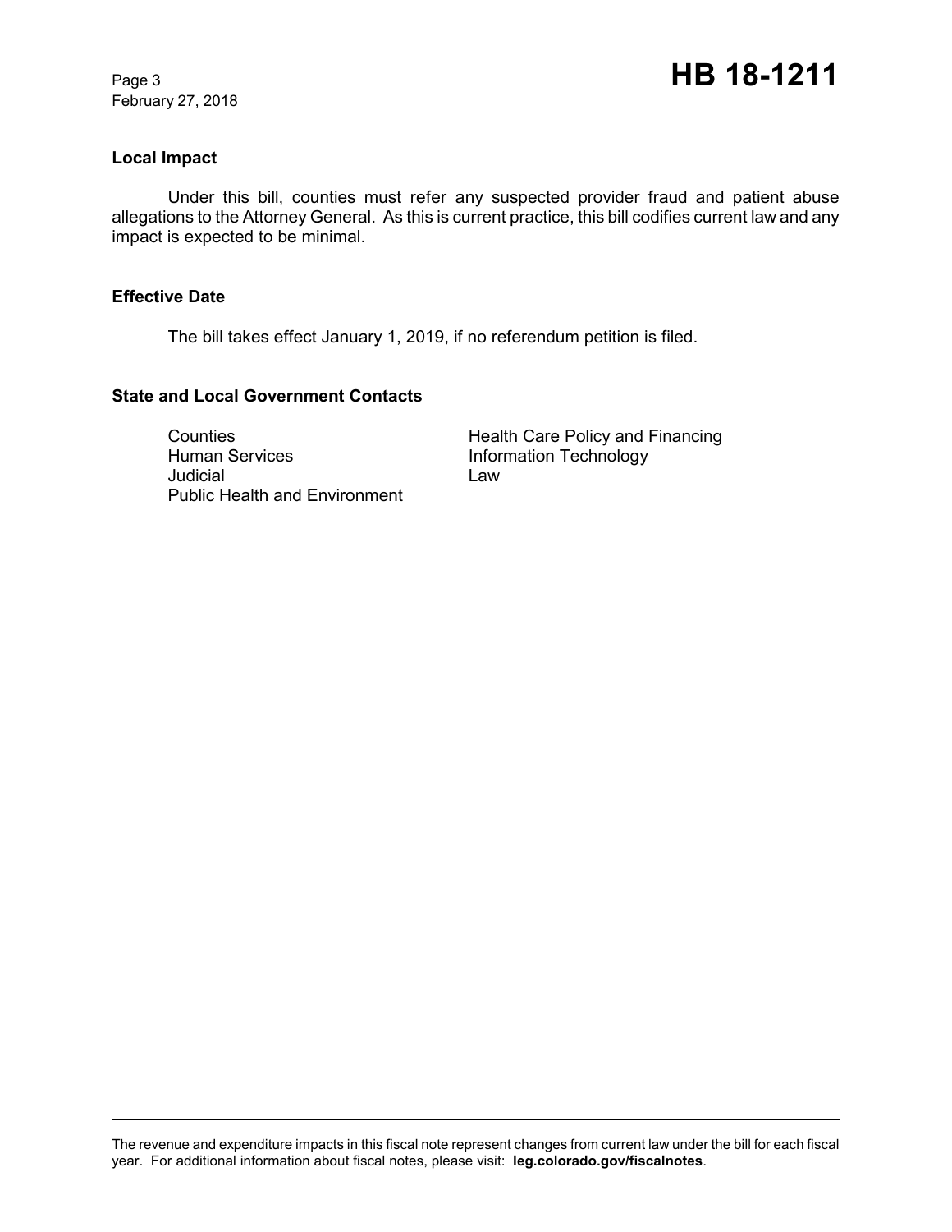## Local Impact

Under this bill, counties must refer any suspected provider fraud and patient abuse allegations to the Attorney General. As this is current practice, this bill codifies current law and any impact is expected to be minimal.

## Effective Date

The bill takes effect January 1, 2019, if no referendum petition is filed.

## State and Local Government Contacts

Counties
Health Care Policy and Financing
Human Services
Information Technology
Judicial
Law
Public Health and Environment

The revenue and expenditure impacts in this fiscal note represent changes from current law under the bill for each fiscal year. For additional information about fiscal notes, please visit: **leg.colorado.gov/fiscalnotes**.